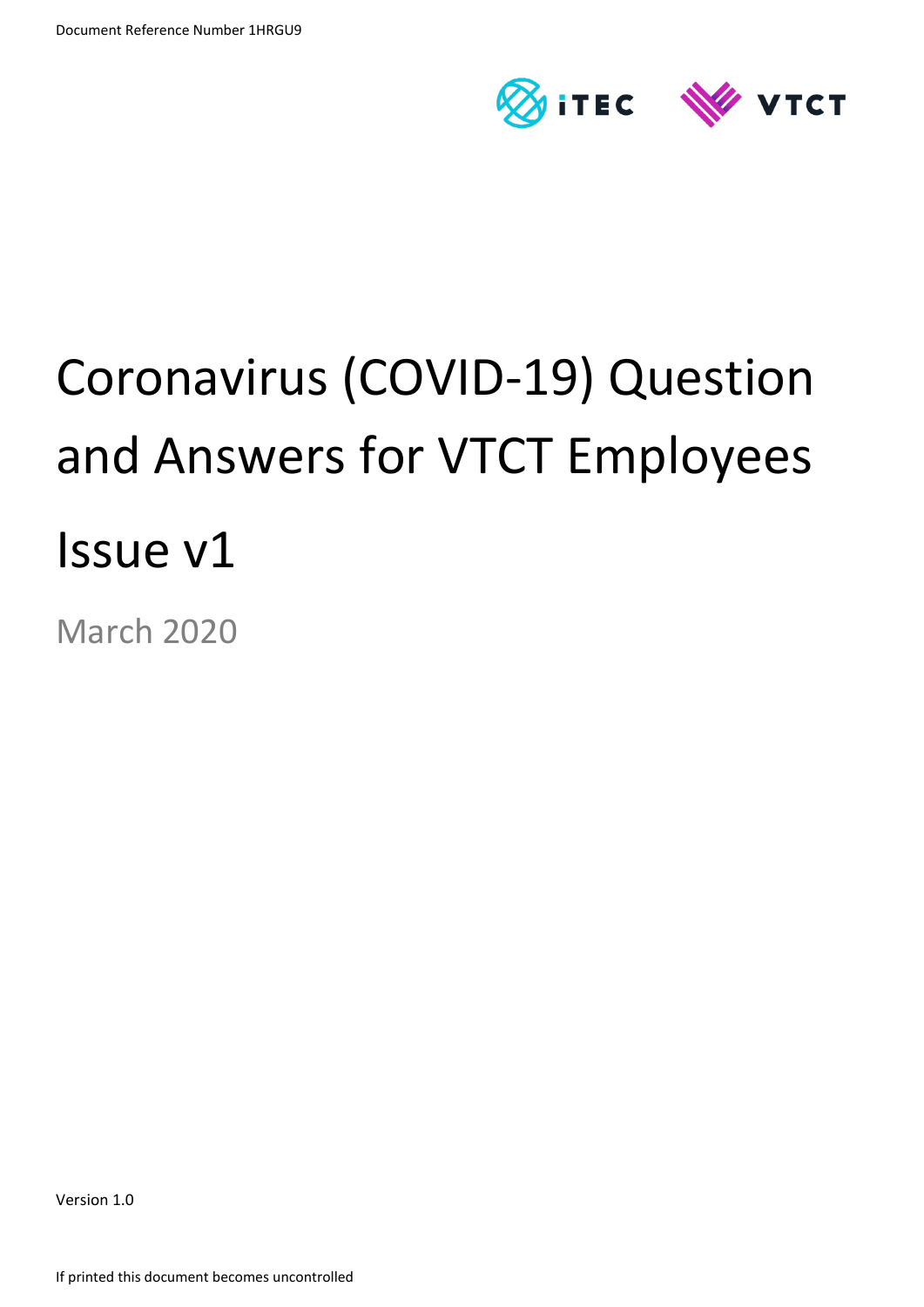Document Reference Number 1HRGU9

# Coronavirus (COVID-19) Question and Answers for VTCT Employees

# Issue v1

March 2020

Version 1.0

If printed this document becomes uncontrolled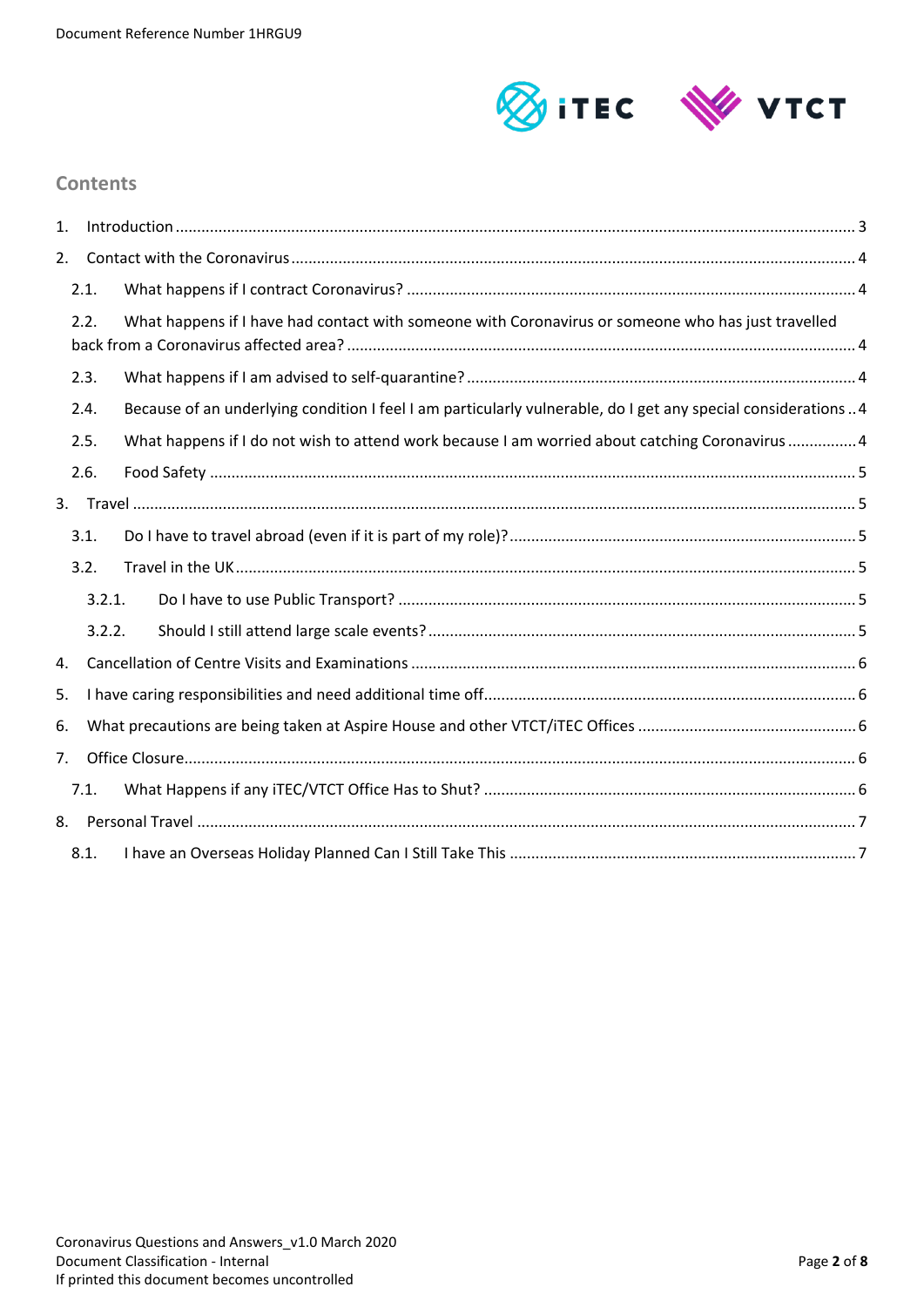## Contents

1. Introduction ........................................................................................................................................ 3
2. Contact with the Coronavirus ............................................................................................................ 4
   - 2.1. What happens if I contract Coronavirus? ................................................................................... 4
   - 2.2. What happens if I have had contact with someone with Coronavirus or someone who has just travelled back from a Coronavirus affected area? ................................................................................................ 4
   - 2.3. What happens if I am advised to self-quarantine? ..................................................................... 4
   - 2.4. Because of an underlying condition I feel I am particularly vulnerable, do I get any special considerations .. 4
   - 2.5. What happens if I do not wish to attend work because I am worried about catching Coronavirus ................ 4
   - 2.6. Food Safety ................................................................................................................................. 5
3. Travel .................................................................................................................................................. 5
   - 3.1. Do I have to travel abroad (even if it is part of my role)? ........................................................... 5
   - 3.2. Travel in the UK ........................................................................................................................... 5
     - 3.2.1. Do I have to use Public Transport? ....................................................................................... 5
     - 3.2.2. Should I still attend large scale events? ................................................................................ 5
4. Cancellation of Centre Visits and Examinations .................................................................................. 6
5. I have caring responsibilities and need additional time off ................................................................. 6
6. What precautions are being taken at Aspire House and other VTCT/iTEC Offices ............................. 6
7. Office Closure ...................................................................................................................................... 6
   - 7.1. What Happens if any iTEC/VTCT Office Has to Shut? .................................................................. 6
8. Personal Travel .................................................................................................................................... 7
   - 8.1. I have an Overseas Holiday Planned Can I Still Take This ........................................................... 7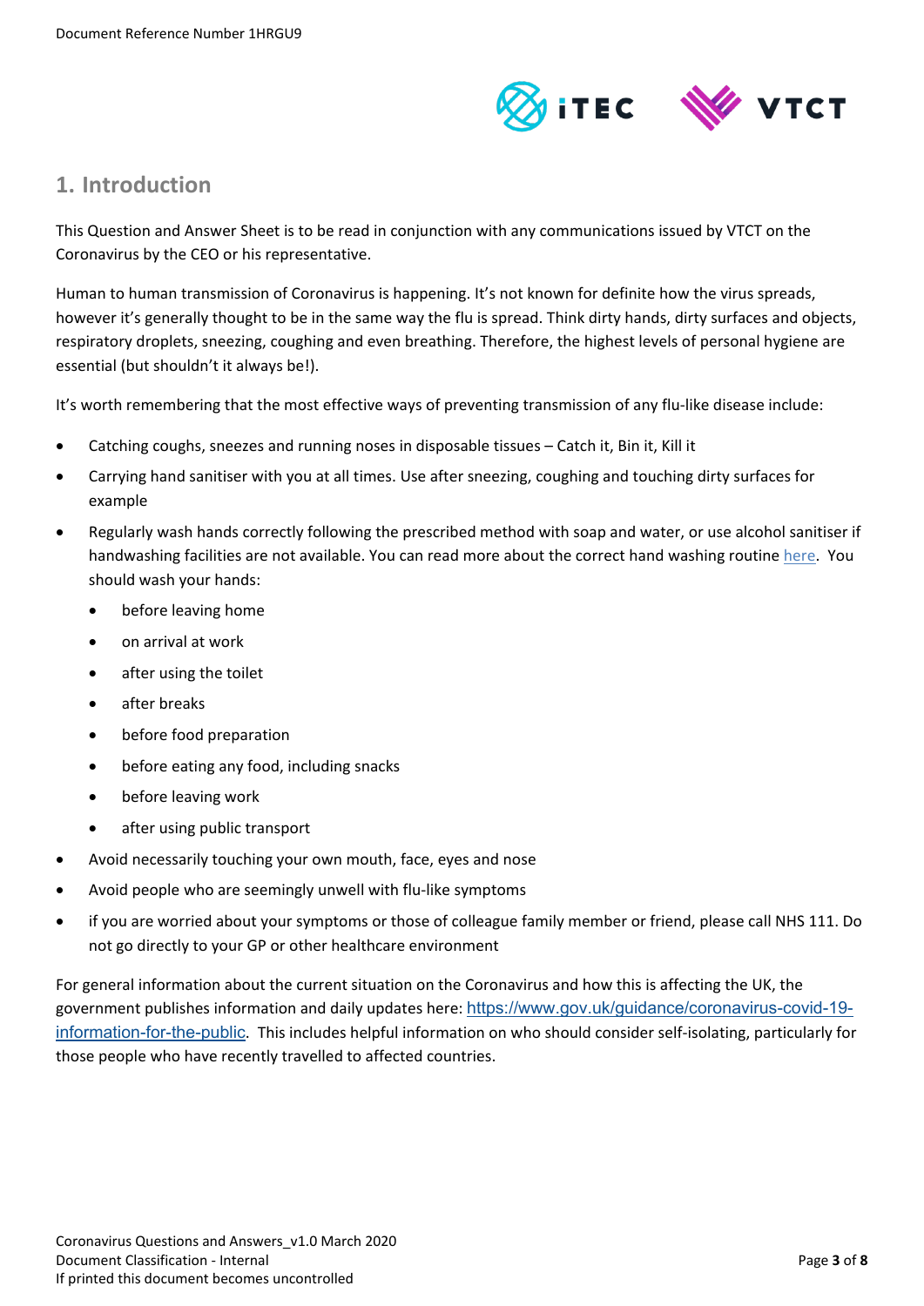## 1. Introduction

This Question and Answer Sheet is to be read in conjunction with any communications issued by VTCT on the Coronavirus by the CEO or his representative.

Human to human transmission of Coronavirus is happening. It's not known for definite how the virus spreads, however it's generally thought to be in the same way the flu is spread. Think dirty hands, dirty surfaces and objects, respiratory droplets, sneezing, coughing and even breathing. Therefore, the highest levels of personal hygiene are essential (but shouldn't it always be!).

It's worth remembering that the most effective ways of preventing transmission of any flu-like disease include:

- Catching coughs, sneezes and running noses in disposable tissues – Catch it, Bin it, Kill it
- Carrying hand sanitiser with you at all times. Use after sneezing, coughing and touching dirty surfaces for example
- Regularly wash hands correctly following the prescribed method with soap and water, or use alcohol sanitiser if handwashing facilities are not available. You can read more about the correct hand washing routine here. You should wash your hands:
  - before leaving home
  - on arrival at work
  - after using the toilet
  - after breaks
  - before food preparation
  - before eating any food, including snacks
  - before leaving work
  - after using public transport
- Avoid necessarily touching your own mouth, face, eyes and nose
- Avoid people who are seemingly unwell with flu-like symptoms
- if you are worried about your symptoms or those of colleague family member or friend, please call NHS 111. Do not go directly to your GP or other healthcare environment

For general information about the current situation on the Coronavirus and how this is affecting the UK, the government publishes information and daily updates here: https://www.gov.uk/guidance/coronavirus-covid-19-information-for-the-public. This includes helpful information on who should consider self-isolating, particularly for those people who have recently travelled to affected countries.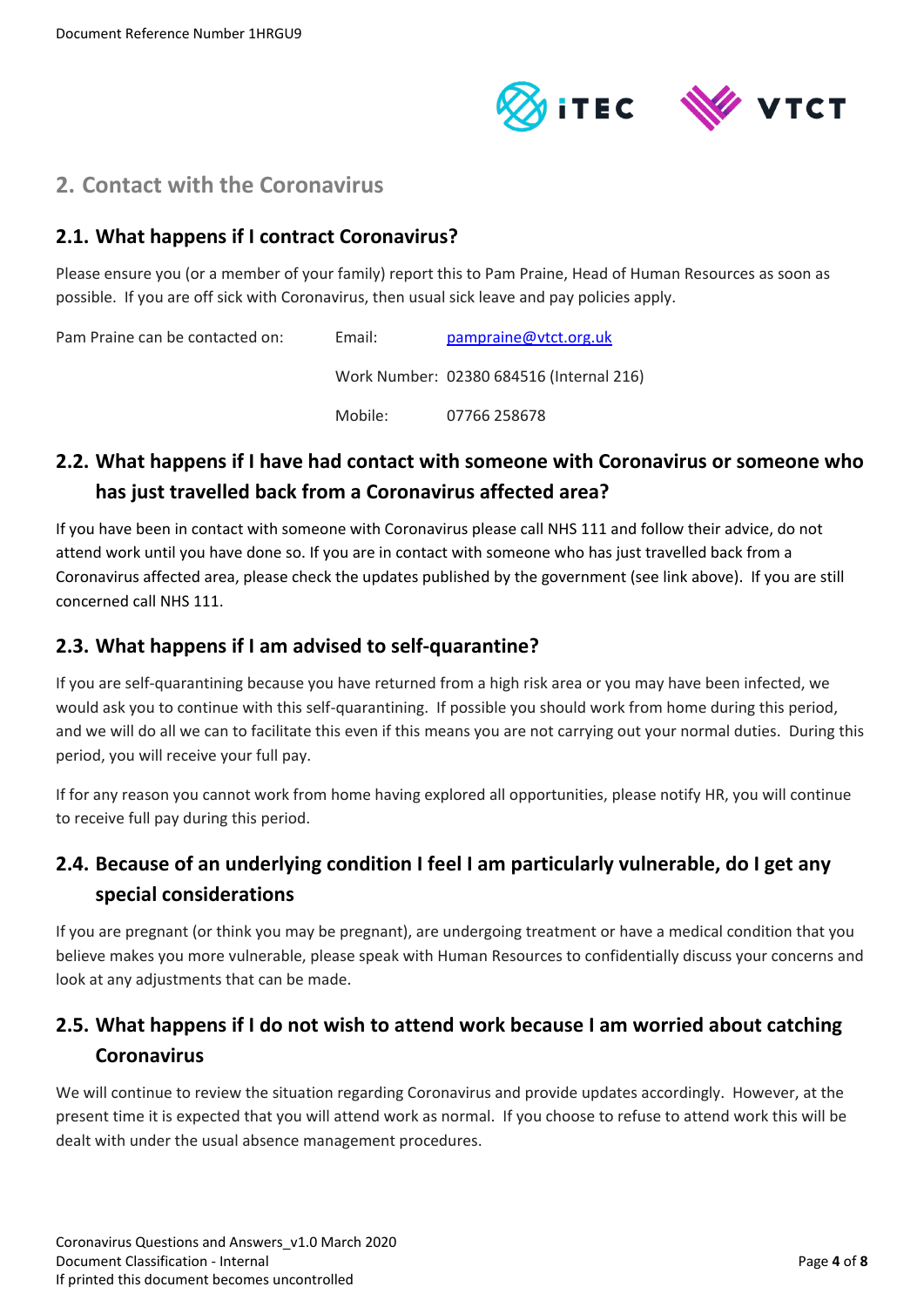## 2. Contact with the Coronavirus

### 2.1. What happens if I contract Coronavirus?

Please ensure you (or a member of your family) report this to Pam Praine, Head of Human Resources as soon as possible. If you are off sick with Coronavirus, then usual sick leave and pay policies apply.

| Pam Praine can be contacted on: | Email: | pampraine@vtct.org.uk |
|---|---|---|
| | Work Number: | 02380 684516 (Internal 216) |
| | Mobile: | 07766 258678 |

### 2.2. What happens if I have had contact with someone with Coronavirus or someone who has just travelled back from a Coronavirus affected area?

If you have been in contact with someone with Coronavirus please call NHS 111 and follow their advice, do not attend work until you have done so. If you are in contact with someone who has just travelled back from a Coronavirus affected area, please check the updates published by the government (see link above). If you are still concerned call NHS 111.

### 2.3. What happens if I am advised to self-quarantine?

If you are self-quarantining because you have returned from a high risk area or you may have been infected, we would ask you to continue with this self-quarantining. If possible you should work from home during this period, and we will do all we can to facilitate this even if this means you are not carrying out your normal duties. During this period, you will receive your full pay.

If for any reason you cannot work from home having explored all opportunities, please notify HR, you will continue to receive full pay during this period.

### 2.4. Because of an underlying condition I feel I am particularly vulnerable, do I get any special considerations

If you are pregnant (or think you may be pregnant), are undergoing treatment or have a medical condition that you believe makes you more vulnerable, please speak with Human Resources to confidentially discuss your concerns and look at any adjustments that can be made.

### 2.5. What happens if I do not wish to attend work because I am worried about catching Coronavirus

We will continue to review the situation regarding Coronavirus and provide updates accordingly. However, at the present time it is expected that you will attend work as normal. If you choose to refuse to attend work this will be dealt with under the usual absence management procedures.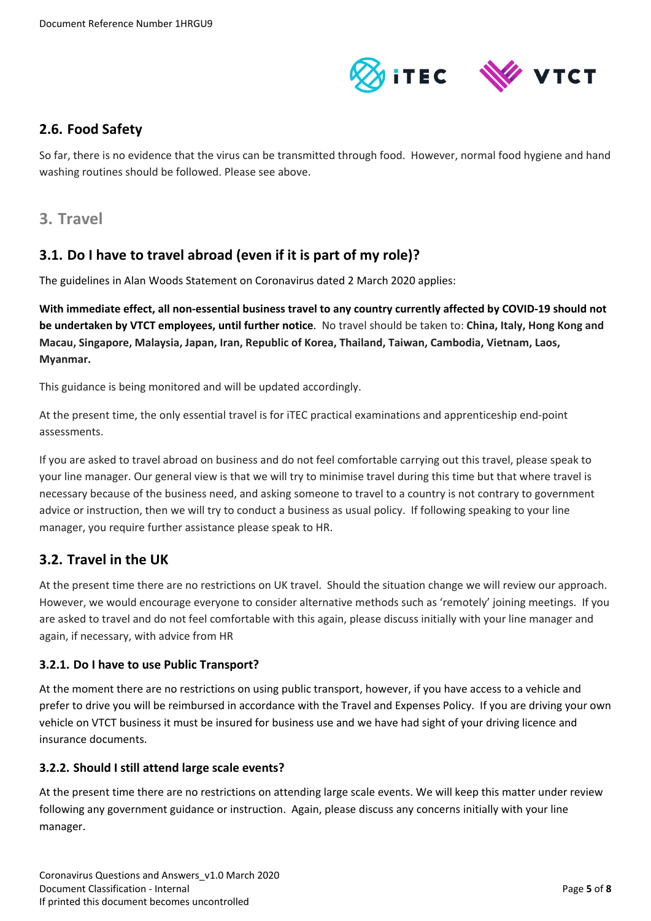## 2.6. Food Safety

So far, there is no evidence that the virus can be transmitted through food. However, normal food hygiene and hand washing routines should be followed. Please see above.

# 3. Travel

## 3.1. Do I have to travel abroad (even if it is part of my role)?

The guidelines in Alan Woods Statement on Coronavirus dated 2 March 2020 applies:

**With immediate effect, all non-essential business travel to any country currently affected by COVID-19 should not be undertaken by VTCT employees, until further notice**. No travel should be taken to: **China, Italy, Hong Kong and Macau, Singapore, Malaysia, Japan, Iran, Republic of Korea, Thailand, Taiwan, Cambodia, Vietnam, Laos, Myanmar.**

This guidance is being monitored and will be updated accordingly.

At the present time, the only essential travel is for iTEC practical examinations and apprenticeship end-point assessments.

If you are asked to travel abroad on business and do not feel comfortable carrying out this travel, please speak to your line manager. Our general view is that we will try to minimise travel during this time but that where travel is necessary because of the business need, and asking someone to travel to a country is not contrary to government advice or instruction, then we will try to conduct a business as usual policy. If following speaking to your line manager, you require further assistance please speak to HR.

## 3.2. Travel in the UK

At the present time there are no restrictions on UK travel. Should the situation change we will review our approach. However, we would encourage everyone to consider alternative methods such as 'remotely' joining meetings. If you are asked to travel and do not feel comfortable with this again, please discuss initially with your line manager and again, if necessary, with advice from HR

### 3.2.1. Do I have to use Public Transport?

At the moment there are no restrictions on using public transport, however, if you have access to a vehicle and prefer to drive you will be reimbursed in accordance with the Travel and Expenses Policy. If you are driving your own vehicle on VTCT business it must be insured for business use and we have had sight of your driving licence and insurance documents.

### 3.2.2. Should I still attend large scale events?

At the present time there are no restrictions on attending large scale events. We will keep this matter under review following any government guidance or instruction. Again, please discuss any concerns initially with your line manager.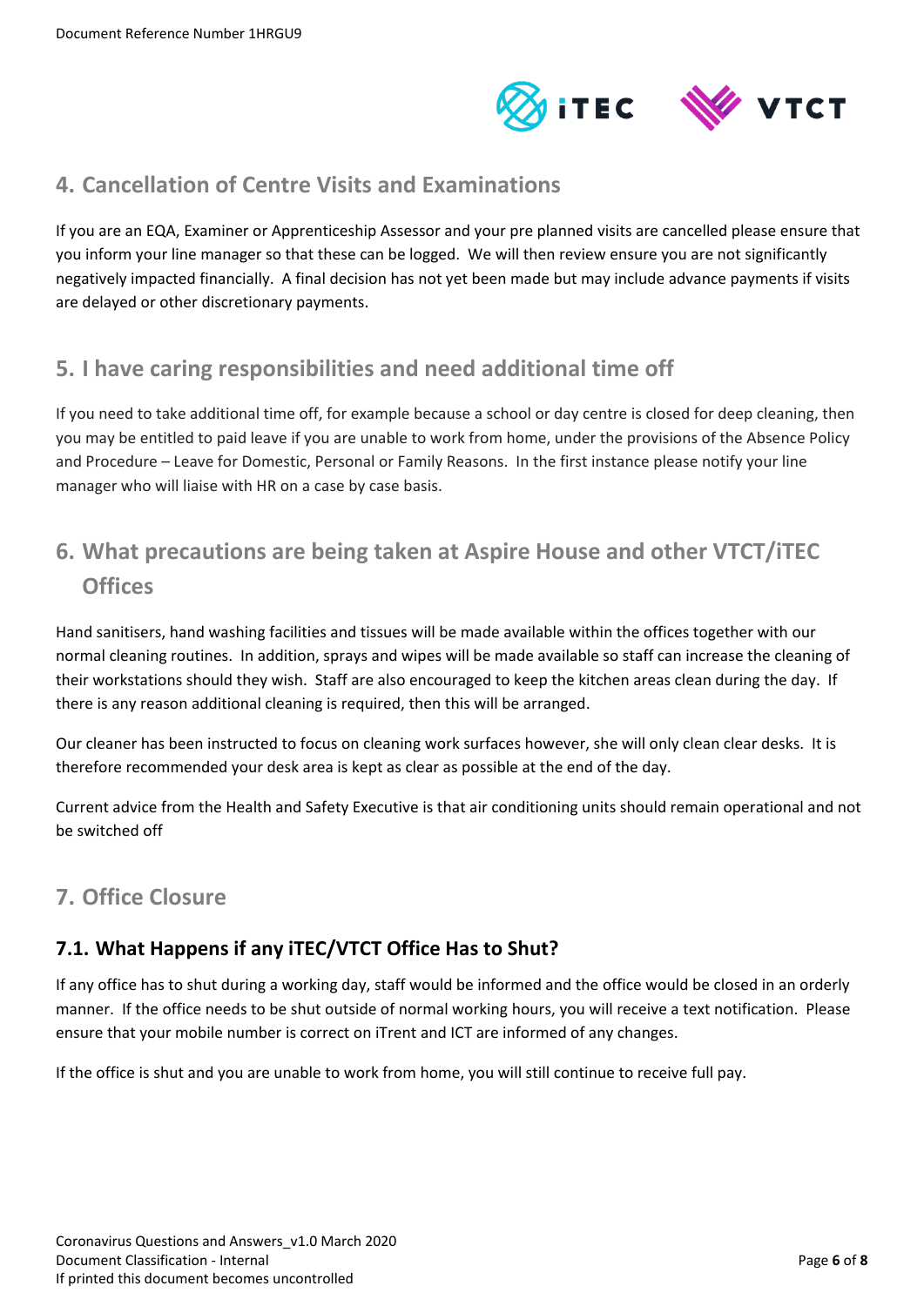## 4. Cancellation of Centre Visits and Examinations

If you are an EQA, Examiner or Apprenticeship Assessor and your pre planned visits are cancelled please ensure that you inform your line manager so that these can be logged. We will then review ensure you are not significantly negatively impacted financially. A final decision has not yet been made but may include advance payments if visits are delayed or other discretionary payments.

## 5. I have caring responsibilities and need additional time off

If you need to take additional time off, for example because a school or day centre is closed for deep cleaning, then you may be entitled to paid leave if you are unable to work from home, under the provisions of the Absence Policy and Procedure – Leave for Domestic, Personal or Family Reasons. In the first instance please notify your line manager who will liaise with HR on a case by case basis.

## 6. What precautions are being taken at Aspire House and other VTCT/iTEC Offices

Hand sanitisers, hand washing facilities and tissues will be made available within the offices together with our normal cleaning routines. In addition, sprays and wipes will be made available so staff can increase the cleaning of their workstations should they wish. Staff are also encouraged to keep the kitchen areas clean during the day. If there is any reason additional cleaning is required, then this will be arranged.

Our cleaner has been instructed to focus on cleaning work surfaces however, she will only clean clear desks. It is therefore recommended your desk area is kept as clear as possible at the end of the day.

Current advice from the Health and Safety Executive is that air conditioning units should remain operational and not be switched off

## 7. Office Closure

### 7.1. What Happens if any iTEC/VTCT Office Has to Shut?

If any office has to shut during a working day, staff would be informed and the office would be closed in an orderly manner. If the office needs to be shut outside of normal working hours, you will receive a text notification. Please ensure that your mobile number is correct on iTrent and ICT are informed of any changes.

If the office is shut and you are unable to work from home, you will still continue to receive full pay.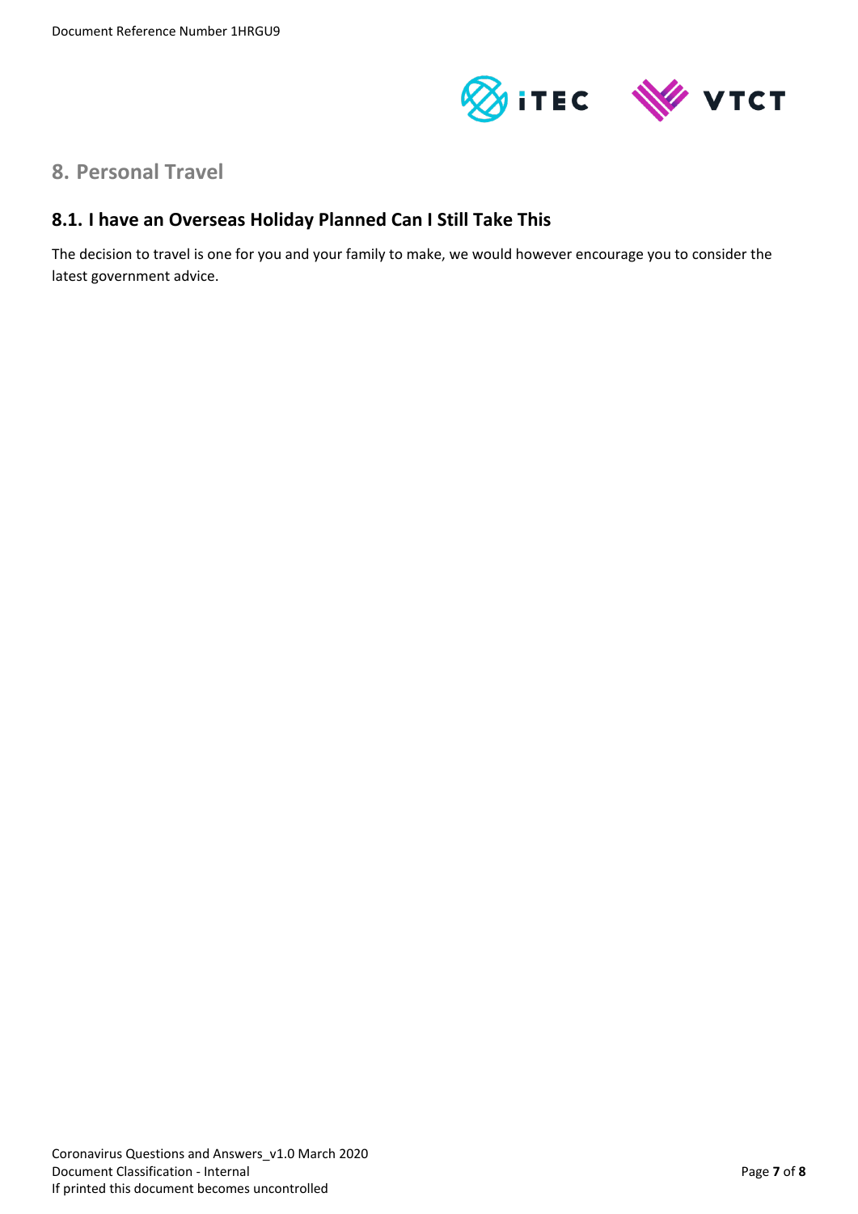## 8. Personal Travel

### 8.1. I have an Overseas Holiday Planned Can I Still Take This

The decision to travel is one for you and your family to make, we would however encourage you to consider the latest government advice.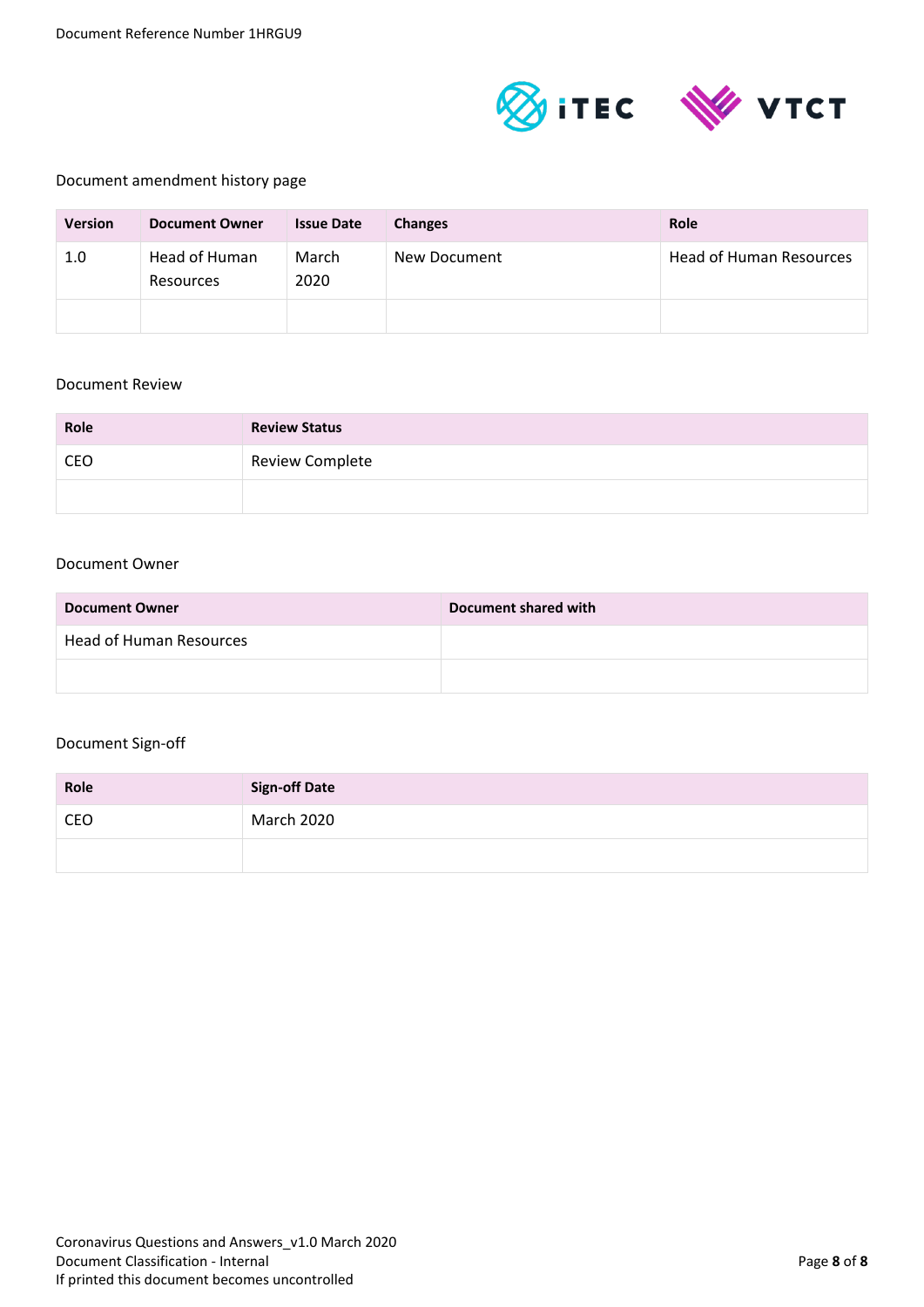Document amendment history page

| Version | Document Owner | Issue Date | Changes | Role |
|---|---|---|---|---|
| 1.0 | Head of Human Resources | March 2020 | New Document | Head of Human Resources |
| | | | | |

Document Review

| Role | Review Status |
|---|---|
| CEO | Review Complete |
| | |

Document Owner

| Document Owner | Document shared with |
|---|---|
| Head of Human Resources | |
| | |

Document Sign-off

| Role | Sign-off Date |
|---|---|
| CEO | March 2020 |
| | |